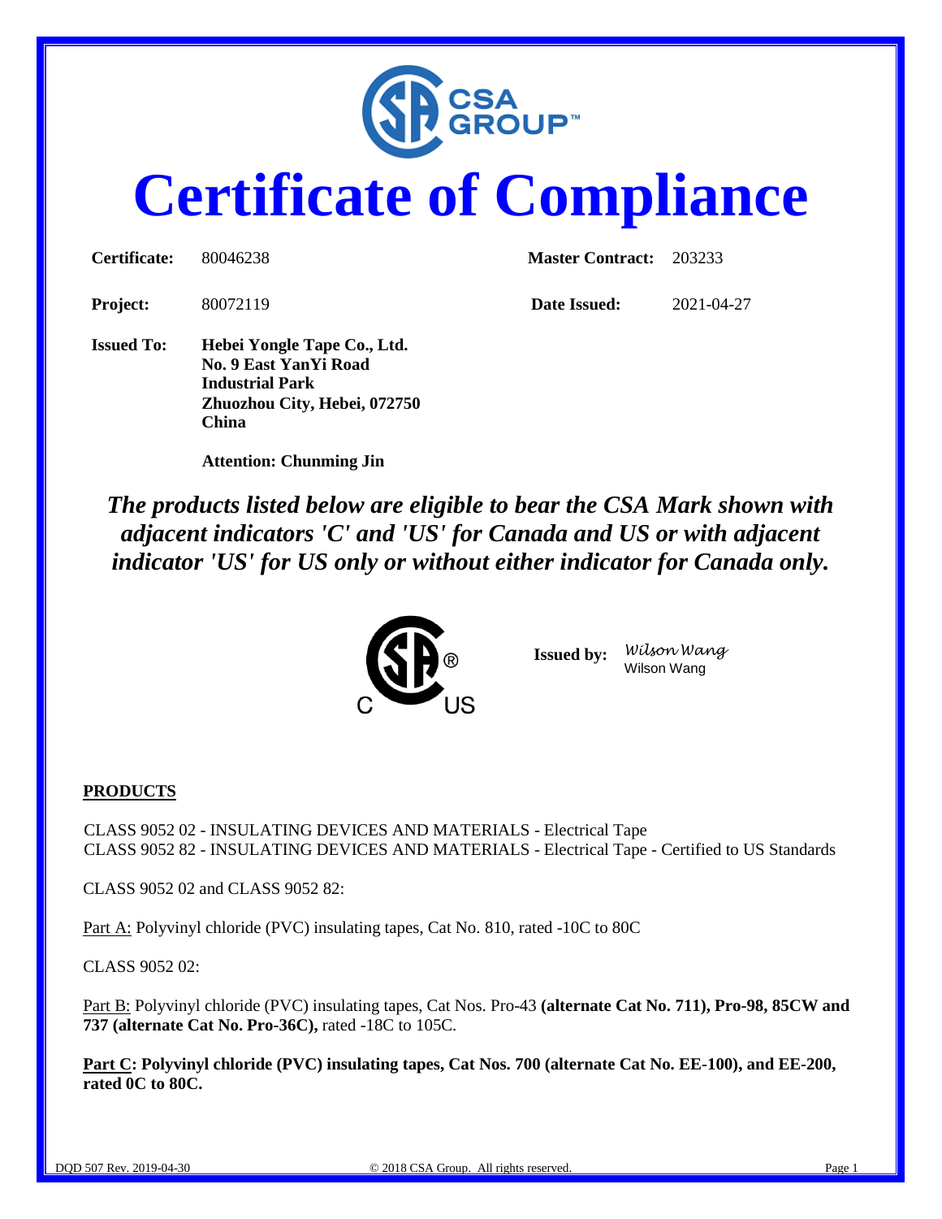CSA GROUP™

# Certificate of Compliance

**Certificate:** 80046238 **Master Contract:** 203233

**Project:** 80072119 **Date Issued:** 2021-04-27

**Issued To:** **Hebei Yongle Tape Co., Ltd.**
**No. 9 East YanYi Road**
**Industrial Park**
**Zhuozhou City, Hebei, 072750**
**China**

**Attention: Chunming Jin**

***The products listed below are eligible to bear the CSA Mark shown with adjacent indicators 'C' and 'US' for Canada and US or with adjacent indicator 'US' for US only or without either indicator for Canada only.***

**Issued by:** *Wilson Wang*
Wilson Wang

**PRODUCTS**

CLASS 9052 02 - INSULATING DEVICES AND MATERIALS - Electrical Tape
CLASS 9052 82 - INSULATING DEVICES AND MATERIALS - Electrical Tape - Certified to US Standards

CLASS 9052 02 and CLASS 9052 82:

Part A: Polyvinyl chloride (PVC) insulating tapes, Cat No. 810, rated -10C to 80C

CLASS 9052 02:

Part B: Polyvinyl chloride (PVC) insulating tapes, Cat Nos. Pro-43 **(alternate Cat No. 711), Pro-98, 85CW and 737 (alternate Cat No. Pro-36C),** rated -18C to 105C.

**Part C: Polyvinyl chloride (PVC) insulating tapes, Cat Nos. 700 (alternate Cat No. EE-100), and EE-200, rated 0C to 80C.**

DQD 507 Rev. 2019-04-30 © 2018 CSA Group. All rights reserved.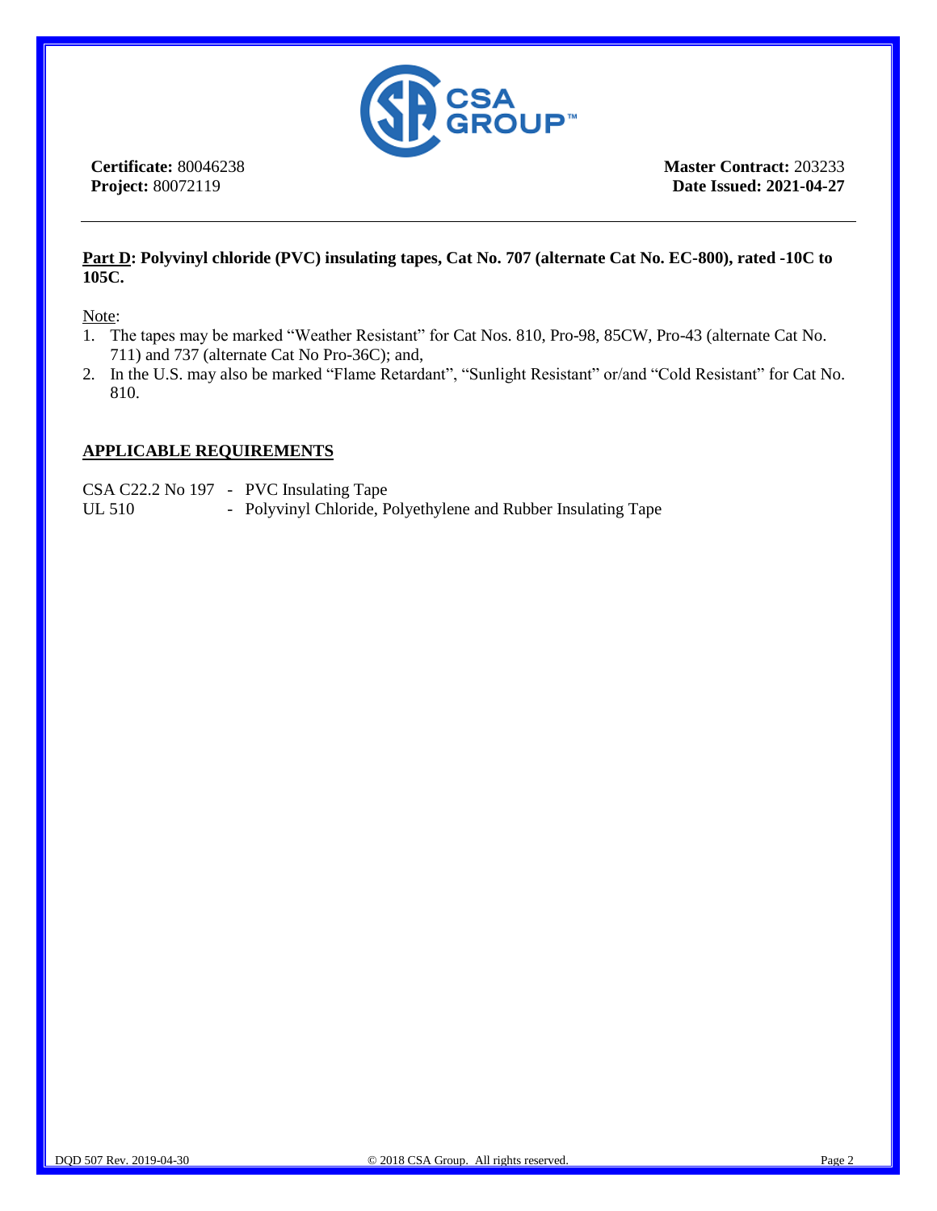**Certificate:** 80046238
**Project:** 80072119

**Master Contract:** 203233
**Date Issued: 2021-04-27**

---

**Part D: Polyvinyl chloride (PVC) insulating tapes, Cat No. 707 (alternate Cat No. EC-800), rated -10C to 105C.**

Note:

1. The tapes may be marked "Weather Resistant" for Cat Nos. 810, Pro-98, 85CW, Pro-43 (alternate Cat No. 711) and 737 (alternate Cat No Pro-36C); and,
2. In the U.S. may also be marked "Flame Retardant", "Sunlight Resistant" or/and "Cold Resistant" for Cat No. 810.

## APPLICABLE REQUIREMENTS

CSA C22.2 No 197 - PVC Insulating Tape
UL 510 - Polyvinyl Chloride, Polyethylene and Rubber Insulating Tape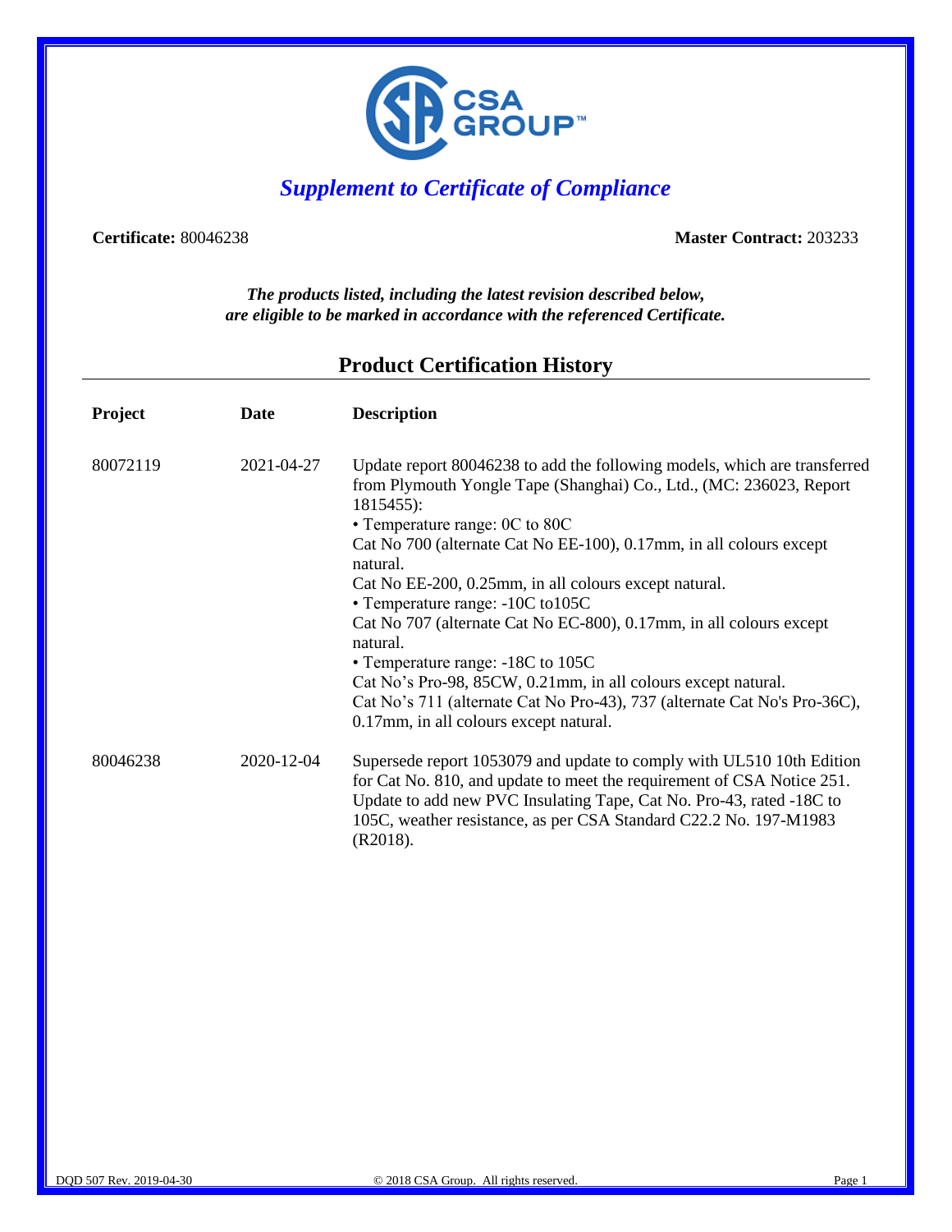## *Supplement to Certificate of Compliance*

**Certificate:** 80046238 **Master Contract:** 203233

***The products listed, including the latest revision described below, are eligible to be marked in accordance with the referenced Certificate.***

## Product Certification History

| Project | Date | Description |
|---|---|---|
| 80072119 | 2021-04-27 | Update report 80046238 to add the following models, which are transferred from Plymouth Yongle Tape (Shanghai) Co., Ltd., (MC: 236023, Report 1815455):<br>• Temperature range: 0C to 80C<br>Cat No 700 (alternate Cat No EE-100), 0.17mm, in all colours except natural.<br>Cat No EE-200, 0.25mm, in all colours except natural.<br>• Temperature range: -10C to105C<br>Cat No 707 (alternate Cat No EC-800), 0.17mm, in all colours except natural.<br>• Temperature range: -18C to 105C<br>Cat No's Pro-98, 85CW, 0.21mm, in all colours except natural.<br>Cat No's 711 (alternate Cat No Pro-43), 737 (alternate Cat No's Pro-36C), 0.17mm, in all colours except natural. |
| 80046238 | 2020-12-04 | Supersede report 1053079 and update to comply with UL510 10th Edition for Cat No. 810, and update to meet the requirement of CSA Notice 251. Update to add new PVC Insulating Tape, Cat No. Pro-43, rated -18C to 105C, weather resistance, as per CSA Standard C22.2 No. 197-M1983 (R2018). |